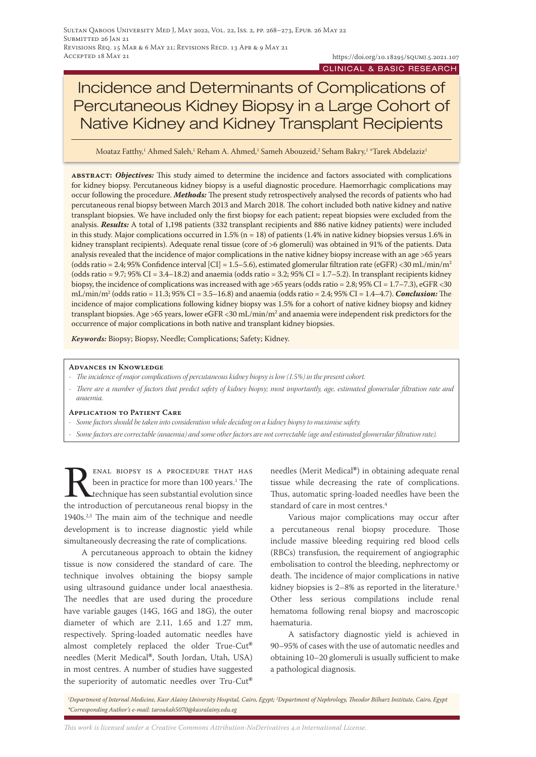https://doi.org/10.18295/squmj.5.2021.107

CLINICAL & BASIC RESEARCH

# Incidence and Determinants of Complications of Percutaneous Kidney Biopsy in a Large Cohort of Native Kidney and Kidney Transplant Recipients

Moataz Fatthy,[1] Ahmed Saleh,[1] Reham A. Ahmed,[1] Sameh Abouzeid,[2] Seham Bakry,[1] *Tarek Abdelaziz[1]

**ABSTRACT:** ***Objectives:*** This study aimed to determine the incidence and factors associated with complications for kidney biopsy. Percutaneous kidney biopsy is a useful diagnostic procedure. Haemorrhagic complications may occur following the procedure. ***Methods:*** The present study retrospectively analysed the records of patients who had percutaneous renal biopsy between March 2013 and March 2018. The cohort included both native kidney and native transplant biopsies. We have included only the first biopsy for each patient; repeat biopsies were excluded from the analysis. ***Results:*** A total of 1,198 patients (332 transplant recipients and 886 native kidney patients) were included in this study. Major complications occurred in 1.5% (n = 18) of patients (1.4% in native kidney biopsies versus 1.6% in kidney transplant recipients). Adequate renal tissue (core of >6 glomeruli) was obtained in 91% of the patients. Data analysis revealed that the incidence of major complications in the native kidney biopsy increase with an age >65 years (odds ratio = 2.4; 95% Confidence interval [CI] = 1.5–5.6), estimated glomerular filtration rate (eGFR) <30 mL/min/m$^2$ (odds ratio = 9.7; 95% CI = 3.4–18.2) and anaemia (odds ratio = 3.2; 95% CI = 1.7–5.2). In transplant recipients kidney biopsy, the incidence of complications was increased with age >65 years (odds ratio = 2.8; 95% CI = 1.7–7.3), eGFR <30 mL/min/m$^2$ (odds ratio = 11.3; 95% CI = 3.5–16.8) and anaemia (odds ratio = 2.4; 95% CI = 1.4–4.7). ***Conclusion:*** The incidence of major complications following kidney biopsy was 1.5% for a cohort of native kidney biopsy and kidney transplant biopsies. Age >65 years, lower eGFR <30 mL/min/m$^2$ and anaemia were independent risk predictors for the occurrence of major complications in both native and transplant kidney biopsies.

***Keywords:*** Biopsy; Biopsy, Needle; Complications; Safety; Kidney.

### Advances in Knowledge

- *The incidence of major complications of percutaneous kidney biopsy is low (1.5%) in the present cohort.*
- *There are a number of factors that predict safety of kidney biopsy; most importantly, age, estimated glomerular filtration rate and anaemia.*

### Application to Patient Care

- *Some factors should be taken into consideration while deciding on a kidney biopsy to maximise safety.*
- *Some factors are correctable (anaemia) and some other factors are not correctable (age and estimated glomerular filtration rate).*

Renal biopsy is a procedure that has been in practice for more than 100 years.[1] The technique has seen substantial evolution since the introduction of percutaneous renal biopsy in the 1940s.[2,3] The main aim of the technique and needle development is to increase diagnostic yield while simultaneously decreasing the rate of complications.

A percutaneous approach to obtain the kidney tissue is now considered the standard of care. The technique involves obtaining the biopsy sample using ultrasound guidance under local anaesthesia. The needles that are used during the procedure have variable gauges (14G, 16G and 18G), the outer diameter of which are 2.11, 1.65 and 1.27 mm, respectively. Spring-loaded automatic needles have almost completely replaced the older True-Cut® needles (Merit Medical®, South Jordan, Utah, USA) in most centres. A number of studies have suggested the superiority of automatic needles over Tru-Cut® needles (Merit Medical®) in obtaining adequate renal tissue while decreasing the rate of complications. Thus, automatic spring-loaded needles have been the standard of care in most centres.[4]

Various major complications may occur after a percutaneous renal biopsy procedure. Those include massive bleeding requiring red blood cells (RBCs) transfusion, the requirement of angiographic embolisation to control the bleeding, nephrectomy or death. The incidence of major complications in native kidney biopsies is 2–8% as reported in the literature.[5] Other less serious compilations include renal hematoma following renal biopsy and macroscopic haematuria.

A satisfactory diagnostic yield is achieved in 90–95% of cases with the use of automatic needles and obtaining 10–20 glomeruli is usually sufficient to make a pathological diagnosis.

[1]Department of Internal Medicine, Kasr Alainy University Hospital, Cairo, Egypt; [2]Department of Nephrology, Theodor Bilharz Institute, Cairo, Egypt
*Corresponding Author's e-mail: taroukah5070@kasralainy.edu.eg

*This work is licensed under a Creative Commons Attribution-NoDerivatives 4.0 International License.*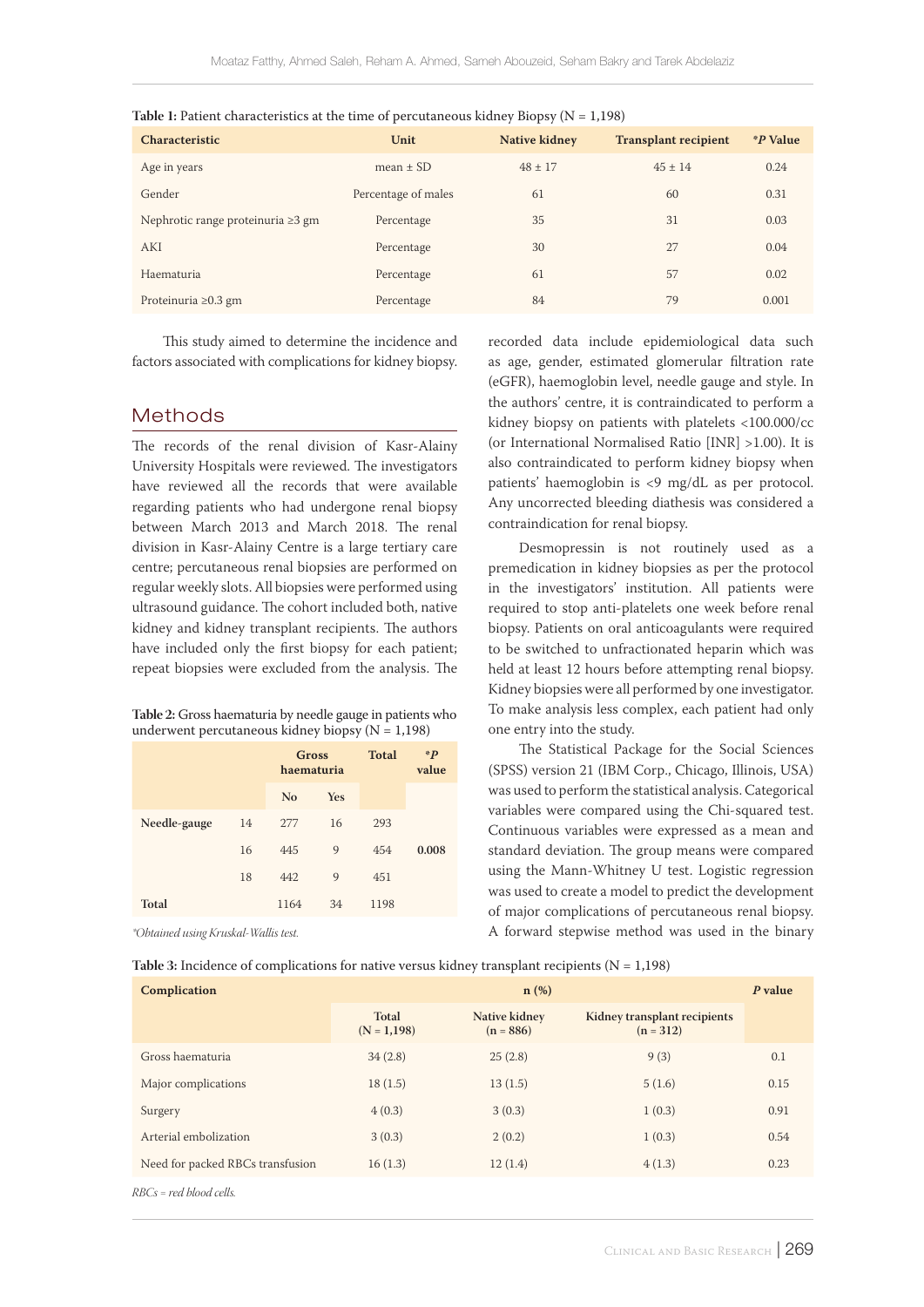**Table 1:** Patient characteristics at the time of percutaneous kidney Biopsy (N = 1,198)

| Characteristic | Unit | Native kidney | Transplant recipient | *P Value |
|---|---|---|---|---|
| Age in years | mean ± SD | 48 ± 17 | 45 ± 14 | 0.24 |
| Gender | Percentage of males | 61 | 60 | 0.31 |
| Nephrotic range proteinuria ≥3 gm | Percentage | 35 | 31 | 0.03 |
| AKI | Percentage | 30 | 27 | 0.04 |
| Haematuria | Percentage | 61 | 57 | 0.02 |
| Proteinuria ≥0.3 gm | Percentage | 84 | 79 | 0.001 |

This study aimed to determine the incidence and factors associated with complications for kidney biopsy.

## Methods

The records of the renal division of Kasr-Alainy University Hospitals were reviewed. The investigators have reviewed all the records that were available regarding patients who had undergone renal biopsy between March 2013 and March 2018. The renal division in Kasr-Alainy Centre is a large tertiary care centre; percutaneous renal biopsies are performed on regular weekly slots. All biopsies were performed using ultrasound guidance. The cohort included both, native kidney and kidney transplant recipients. The authors have included only the first biopsy for each patient; repeat biopsies were excluded from the analysis. The recorded data include epidemiological data such as age, gender, estimated glomerular filtration rate (eGFR), haemoglobin level, needle gauge and style. In the authors' centre, it is contraindicated to perform a kidney biopsy on patients with platelets <100.000/cc (or International Normalised Ratio [INR] >1.00). It is also contraindicated to perform kidney biopsy when patients' haemoglobin is <9 mg/dL as per protocol. Any uncorrected bleeding diathesis was considered a contraindication for renal biopsy.

**Table 2:** Gross haematuria by needle gauge in patients who underwent percutaneous kidney biopsy (N = 1,198)

| | | Gross haematuria | | Total | *P value |
|---|---|---|---|---|---|
| | | No | Yes | | |
| Needle-gauge | 14 | 277 | 16 | 293 | |
| | 16 | 445 | 9 | 454 | **0.008** |
| | 18 | 442 | 9 | 451 | |
| **Total** | | 1164 | 34 | 1198 | |

*\*Obtained using Kruskal-Wallis test.*

Desmopressin is not routinely used as a premedication in kidney biopsies as per the protocol in the investigators' institution. All patients were required to stop anti-platelets one week before renal biopsy. Patients on oral anticoagulants were required to be switched to unfractionated heparin which was held at least 12 hours before attempting renal biopsy. Kidney biopsies were all performed by one investigator. To make analysis less complex, each patient had only one entry into the study.

The Statistical Package for the Social Sciences (SPSS) version 21 (IBM Corp., Chicago, Illinois, USA) was used to perform the statistical analysis. Categorical variables were compared using the Chi-squared test. Continuous variables were expressed as a mean and standard deviation. The group means were compared using the Mann-Whitney U test. Logistic regression was used to create a model to predict the development of major complications of percutaneous renal biopsy. A forward stepwise method was used in the binary

**Table 3:** Incidence of complications for native versus kidney transplant recipients (N = 1,198)

| Complication | n (%) | | | *P* value |
|---|---|---|---|---|
| | Total (N = 1,198) | Native kidney (n = 886) | Kidney transplant recipients (n = 312) | |
| Gross haematuria | 34 (2.8) | 25 (2.8) | 9 (3) | 0.1 |
| Major complications | 18 (1.5) | 13 (1.5) | 5 (1.6) | 0.15 |
| Surgery | 4 (0.3) | 3 (0.3) | 1 (0.3) | 0.91 |
| Arterial embolization | 3 (0.3) | 2 (0.2) | 1 (0.3) | 0.54 |
| Need for packed RBCs transfusion | 16 (1.3) | 12 (1.4) | 4 (1.3) | 0.23 |

*RBCs = red blood cells.*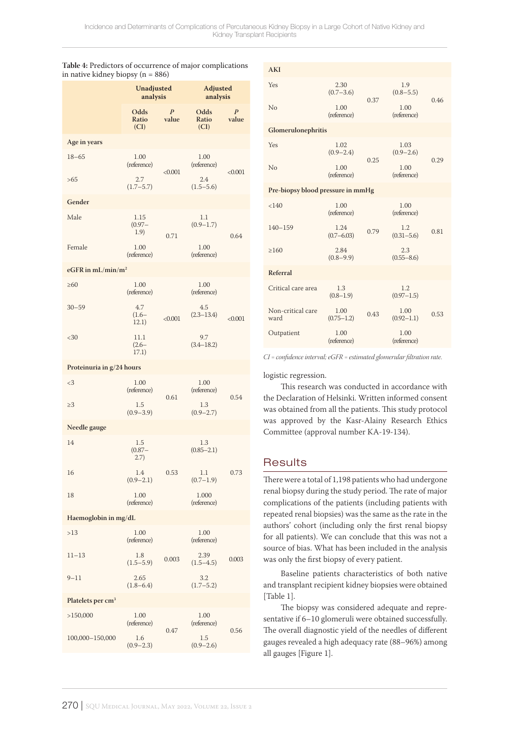**Table 4:** Predictors of occurrence of major complications in native kidney biopsy (n = 886)

| | Unadjusted analysis | | Adjusted analysis | |
|---|---|---|---|---|
| | Odds Ratio (CI) | *P* value | Odds Ratio (CI) | *P* value |
| **Age in years** | | | | |
| 18–65 | 1.00 (reference) | <0.001 | 1.00 (reference) | <0.001 |
| >65 | 2.7 (1.7–5.7) | | 2.4 (1.5–5.6) | |
| **Gender** | | | | |
| Male | 1.15 (0.97–1.9) | 0.71 | 1.1 (0.9–1.7) | 0.64 |
| Female | 1.00 (reference) | | 1.00 (reference) | |
| **eGFR in mL/min/m²** | | | | |
| ≥60 | 1.00 (reference) | <0.001 | 1.00 (reference) | <0.001 |
| 30–59 | 4.7 (1.6–12.1) | | 4.5 (2.3–13.4) | |
| <30 | 11.1 (2.6–17.1) | | 9.7 (3.4–18.2) | |
| **Proteinuria in g/24 hours** | | | | |
| <3 | 1.00 (reference) | 0.61 | 1.00 (reference) | 0.54 |
| ≥3 | 1.5 (0.9–3.9) | | 1.3 (0.9–2.7) | |
| **Needle gauge** | | | | |
| 14 | 1.5 (0.87–2.7) | 0.53 | 1.3 (0.85–2.1) | 0.73 |
| 16 | 1.4 (0.9–2.1) | | 1.1 (0.7–1.9) | |
| 18 | 1.00 (reference) | | 1.000 (reference) | |
| **Haemoglobin in mg/dL** | | | | |
| >13 | 1.00 (reference) | 0.003 | 1.00 (reference) | 0.003 |
| 11–13 | 1.8 (1.5–5.9) | | 2.39 (1.5–4.5) | |
| 9–11 | 2.65 (1.8–6.4) | | 3.2 (1.7–5.2) | |
| **Platelets per cm³** | | | | |
| >150,000 | 1.00 (reference) | 0.47 | 1.00 (reference) | 0.56 |
| 100,000–150,000 | 1.6 (0.9–2.3) | | 1.5 (0.9–2.6) | |
| **AKI** | | | | |
| Yes | 2.30 (0.7–3.6) | 0.37 | 1.9 (0.8–5.5) | 0.46 |
| No | 1.00 (reference) | | 1.00 (reference) | |
| **Glomerulonephritis** | | | | |
| Yes | 1.02 (0.9–2.4) | 0.25 | 1.03 (0.9–2.6) | 0.29 |
| No | 1.00 (reference) | | 1.00 (reference) | |
| **Pre-biopsy blood pressure in mmHg** | | | | |
| <140 | 1.00 (reference) | 0.79 | 1.00 (reference) | 0.81 |
| 140–159 | 1.24 (0.7–6.03) | | 1.2 (0.31–5.6) | |
| ≥160 | 2.84 (0.8–9.9) | | 2.3 (0.55–8.6) | |
| **Referral** | | | | |
| Critical care area | 1.3 (0.8–1.9) | 0.43 | 1.2 (0.97–1.5) | 0.53 |
| Non-critical care ward | 1.00 (0.75–1.2) | | 1.00 (0.92–1.1) | |
| Outpatient | 1.00 (reference) | | 1.00 (reference) | |

*CI = confidence interval; eGFR = estimated glomerular filtration rate.*

logistic regression.

This research was conducted in accordance with the Declaration of Helsinki. Written informed consent was obtained from all the patients. This study protocol was approved by the Kasr-Alainy Research Ethics Committee (approval number KA-19-134).

## Results

There were a total of 1,198 patients who had undergone renal biopsy during the study period. The rate of major complications of the patients (including patients with repeated renal biopsies) was the same as the rate in the authors' cohort (including only the first renal biopsy for all patients). We can conclude that this was not a source of bias. What has been included in the analysis was only the first biopsy of every patient.

Baseline patients characteristics of both native and transplant recipient kidney biopsies were obtained [Table 1].

The biopsy was considered adequate and representative if 6–10 glomeruli were obtained successfully. The overall diagnostic yield of the needles of different gauges revealed a high adequacy rate (88–96%) among all gauges [Figure 1].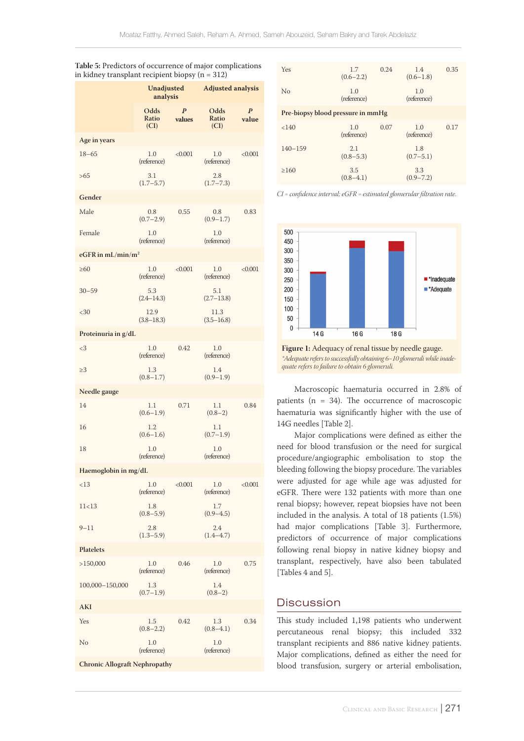**Table 5:** Predictors of occurrence of major complications in kidney transplant recipient biopsy (n = 312)

| | Unadjusted analysis | | Adjusted analysis | |
|---|---|---|---|---|
| | Odds Ratio (CI) | *P* values | Odds Ratio (CI) | *P* value |
| **Age in years** | | | | |
| 18–65 | 1.0 (reference) | <0.001 | 1.0 (reference) | <0.001 |
| >65 | 3.1 (1.7–5.7) | | 2.8 (1.7–7.3) | |
| **Gender** | | | | |
| Male | 0.8 (0.7–2.9) | 0.55 | 0.8 (0.9–1.7) | 0.83 |
| Female | 1.0 (reference) | | 1.0 (reference) | |
| **eGFR in mL/min/m²** | | | | |
| ≥60 | 1.0 (reference) | <0.001 | 1.0 (reference) | <0.001 |
| 30–59 | 5.3 (2.4–14.3) | | 5.1 (2.7–13.8) | |
| <30 | 12.9 (3.8–18.3) | | 11.3 (3.5–16.8) | |
| **Proteinuria in g/dL** | | | | |
| <3 | 1.0 (reference) | 0.42 | 1.0 (reference) | |
| ≥3 | 1.3 (0.8–1.7) | | 1.4 (0.9–1.9) | |
| **Needle gauge** | | | | |
| 14 | 1.1 (0.6–1.9) | 0.71 | 1.1 (0.8–2) | 0.84 |
| 16 | 1.2 (0.6–1.6) | | 1.1 (0.7–1.9) | |
| 18 | 1.0 (reference) | | 1.0 (reference) | |
| **Haemoglobin in mg/dL** | | | | |
| <13 | 1.0 (reference) | <0.001 | 1.0 (reference) | <0.001 |
| 11<13 | 1.8 (0.8–5.9) | | 1.7 (0.9–4.5) | |
| 9–11 | 2.8 (1.3–5.9) | | 2.4 (1.4–4.7) | |
| **Platelets** | | | | |
| >150,000 | 1.0 (reference) | 0.46 | 1.0 (reference) | 0.75 |
| 100,000–150,000 | 1.3 (0.7–1.9) | | 1.4 (0.8–2) | |
| **AKI** | | | | |
| Yes | 1.5 (0.8–2.2) | 0.42 | 1.3 (0.8–4.1) | 0.34 |
| No | 1.0 (reference) | | 1.0 (reference) | |
| **Chronic Allograft Nephropathy** | | | | |
| Yes | 1.7 (0.6–2.2) | 0.24 | 1.4 (0.6–1.8) | 0.35 |
| No | 1.0 (reference) | | 1.0 (reference) | |
| **Pre-biopsy blood pressure in mmHg** | | | | |
| <140 | 1.0 (reference) | 0.07 | 1.0 (reference) | 0.17 |
| 140–159 | 2.1 (0.8–5.3) | | 1.8 (0.7–5.1) | |
| ≥160 | 3.5 (0.8–4.1) | | 3.3 (0.9–7.2) | |

*CI = confidence interval; eGFR = estimated glomerular filtration rate.*

**Figure 1:** Adequacy of renal tissue by needle gauge.
*\*Adequate refers to successfully obtaining 6–10 glomeruli while inadequate refers to failure to obtain 6 glomeruli.*

Macroscopic haematuria occurred in 2.8% of patients (n = 34). The occurrence of macroscopic haematuria was significantly higher with the use of 14G needles [Table 2].

Major complications were defined as either the need for blood transfusion or the need for surgical procedure/angiographic embolisation to stop the bleeding following the biopsy procedure. The variables were adjusted for age while age was adjusted for eGFR. There were 132 patients with more than one renal biopsy; however, repeat biopsies have not been included in the analysis. A total of 18 patients (1.5%) had major complications [Table 3]. Furthermore, predictors of occurrence of major complications following renal biopsy in native kidney biopsy and transplant, respectively, have also been tabulated [Tables 4 and 5].

## Discussion

This study included 1,198 patients who underwent percutaneous renal biopsy; this included 332 transplant recipients and 886 native kidney patients. Major complications, defined as either the need for blood transfusion, surgery or arterial embolisation,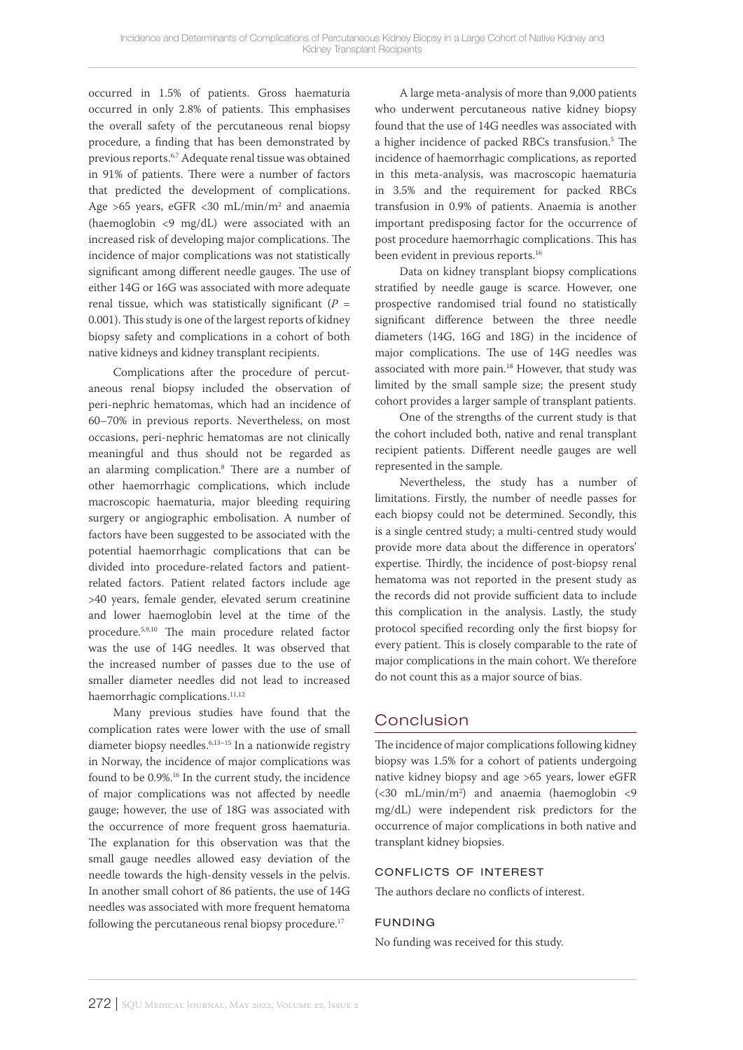occurred in 1.5% of patients. Gross haematuria occurred in only 2.8% of patients. This emphasises the overall safety of the percutaneous renal biopsy procedure, a finding that has been demonstrated by previous reports.[6,7] Adequate renal tissue was obtained in 91% of patients. There were a number of factors that predicted the development of complications. Age >65 years, eGFR <30 mL/min/m$^2$ and anaemia (haemoglobin <9 mg/dL) were associated with an increased risk of developing major complications. The incidence of major complications was not statistically significant among different needle gauges. The use of either 14G or 16G was associated with more adequate renal tissue, which was statistically significant ($P$ = 0.001). This study is one of the largest reports of kidney biopsy safety and complications in a cohort of both native kidneys and kidney transplant recipients.

Complications after the procedure of percutaneous renal biopsy included the observation of peri-nephric hematomas, which had an incidence of 60–70% in previous reports. Nevertheless, on most occasions, peri-nephric hematomas are not clinically meaningful and thus should not be regarded as an alarming complication.[8] There are a number of other haemorrhagic complications, which include macroscopic haematuria, major bleeding requiring surgery or angiographic embolisation. A number of factors have been suggested to be associated with the potential haemorrhagic complications that can be divided into procedure-related factors and patient-related factors. Patient related factors include age >40 years, female gender, elevated serum creatinine and lower haemoglobin level at the time of the procedure.[5,9,10] The main procedure related factor was the use of 14G needles. It was observed that the increased number of passes due to the use of smaller diameter needles did not lead to increased haemorrhagic complications.[11,12]

Many previous studies have found that the complication rates were lower with the use of small diameter biopsy needles.[6,13–15] In a nationwide registry in Norway, the incidence of major complications was found to be 0.9%.[16] In the current study, the incidence of major complications was not affected by needle gauge; however, the use of 18G was associated with the occurrence of more frequent gross haematuria. The explanation for this observation was that the small gauge needles allowed easy deviation of the needle towards the high-density vessels in the pelvis. In another small cohort of 86 patients, the use of 14G needles was associated with more frequent hematoma following the percutaneous renal biopsy procedure.[17]

A large meta-analysis of more than 9,000 patients who underwent percutaneous native kidney biopsy found that the use of 14G needles was associated with a higher incidence of packed RBCs transfusion.[5] The incidence of haemorrhagic complications, as reported in this meta-analysis, was macroscopic haematuria in 3.5% and the requirement for packed RBCs transfusion in 0.9% of patients. Anaemia is another important predisposing factor for the occurrence of post procedure haemorrhagic complications. This has been evident in previous reports.[16]

Data on kidney transplant biopsy complications stratified by needle gauge is scarce. However, one prospective randomised trial found no statistically significant difference between the three needle diameters (14G, 16G and 18G) in the incidence of major complications. The use of 14G needles was associated with more pain.[18] However, that study was limited by the small sample size; the present study cohort provides a larger sample of transplant patients.

One of the strengths of the current study is that the cohort included both, native and renal transplant recipient patients. Different needle gauges are well represented in the sample.

Nevertheless, the study has a number of limitations. Firstly, the number of needle passes for each biopsy could not be determined. Secondly, this is a single centred study; a multi-centred study would provide more data about the difference in operators' expertise. Thirdly, the incidence of post-biopsy renal hematoma was not reported in the present study as the records did not provide sufficient data to include this complication in the analysis. Lastly, the study protocol specified recording only the first biopsy for every patient. This is closely comparable to the rate of major complications in the main cohort. We therefore do not count this as a major source of bias.

## Conclusion

The incidence of major complications following kidney biopsy was 1.5% for a cohort of patients undergoing native kidney biopsy and age >65 years, lower eGFR (<30 mL/min/m$^2$) and anaemia (haemoglobin <9 mg/dL) were independent risk predictors for the occurrence of major complications in both native and transplant kidney biopsies.

### Conflicts of Interest

The authors declare no conflicts of interest.

### Funding

No funding was received for this study.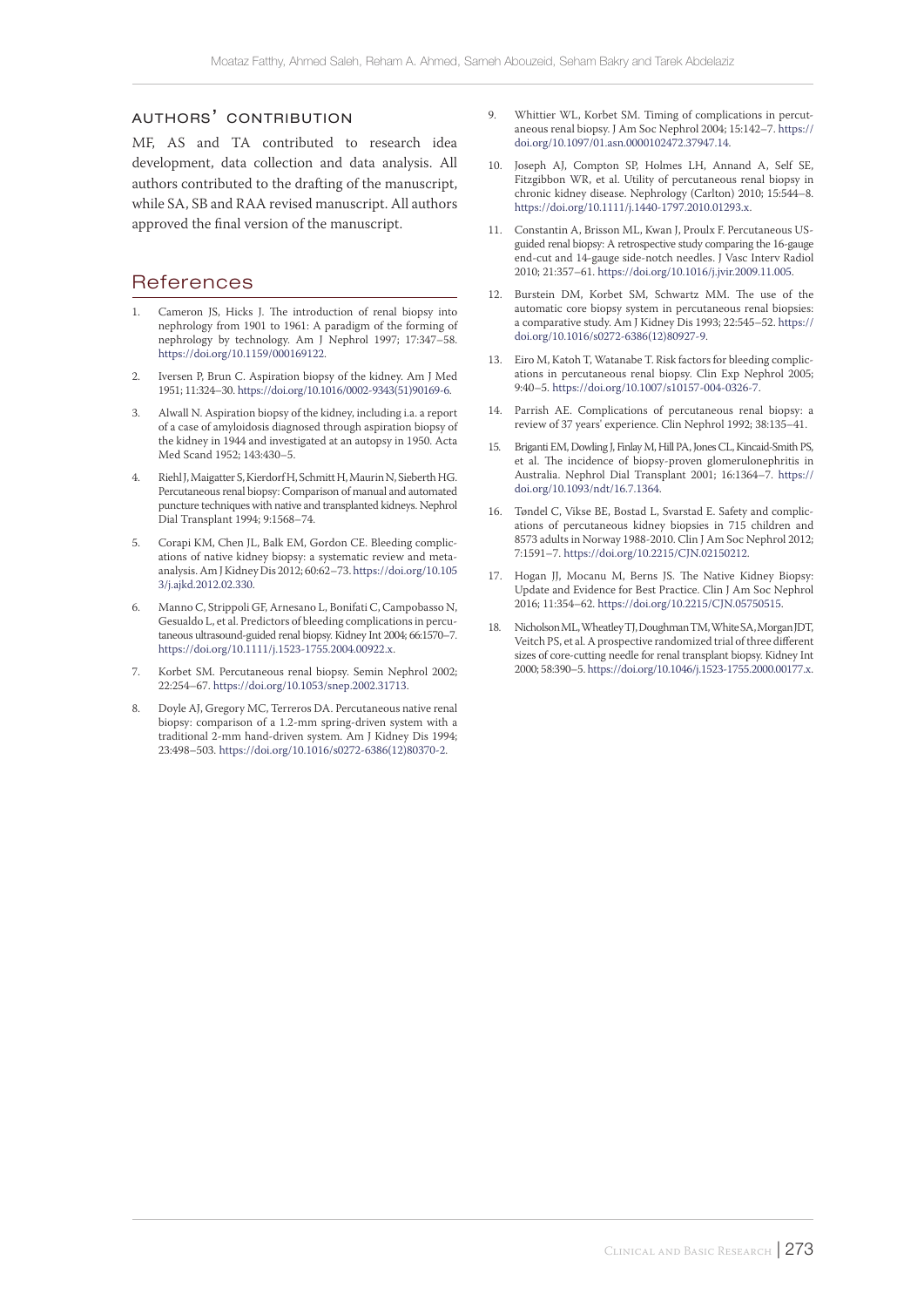## Authors' Contribution

MF, AS and TA contributed to research idea development, data collection and data analysis. All authors contributed to the drafting of the manuscript, while SA, SB and RAA revised manuscript. All authors approved the final version of the manuscript.

## References

1. Cameron JS, Hicks J. The introduction of renal biopsy into nephrology from 1901 to 1961: A paradigm of the forming of nephrology by technology. Am J Nephrol 1997; 17:347–58. https://doi.org/10.1159/000169122.
2. Iversen P, Brun C. Aspiration biopsy of the kidney. Am J Med 1951; 11:324–30. https://doi.org/10.1016/0002-9343(51)90169-6.
3. Alwall N. Aspiration biopsy of the kidney, including i.a. a report of a case of amyloidosis diagnosed through aspiration biopsy of the kidney in 1944 and investigated at an autopsy in 1950. Acta Med Scand 1952; 143:430–5.
4. Riehl J, Maigatter S, Kierdorf H, Schmitt H, Maurin N, Sieberth HG. Percutaneous renal biopsy: Comparison of manual and automated puncture techniques with native and transplanted kidneys. Nephrol Dial Transplant 1994; 9:1568–74.
5. Corapi KM, Chen JL, Balk EM, Gordon CE. Bleeding complications of native kidney biopsy: a systematic review and meta-analysis. Am J Kidney Dis 2012; 60:62–73. https://doi.org/10.1053/j.ajkd.2012.02.330.
6. Manno C, Strippoli GF, Arnesano L, Bonifati C, Campobasso N, Gesualdo L, et al. Predictors of bleeding complications in percutaneous ultrasound-guided renal biopsy. Kidney Int 2004; 66:1570–7. https://doi.org/10.1111/j.1523-1755.2004.00922.x.
7. Korbet SM. Percutaneous renal biopsy. Semin Nephrol 2002; 22:254–67. https://doi.org/10.1053/snep.2002.31713.
8. Doyle AJ, Gregory MC, Terreros DA. Percutaneous native renal biopsy: comparison of a 1.2-mm spring-driven system with a traditional 2-mm hand-driven system. Am J Kidney Dis 1994; 23:498–503. https://doi.org/10.1016/s0272-6386(12)80370-2.
9. Whittier WL, Korbet SM. Timing of complications in percutaneous renal biopsy. J Am Soc Nephrol 2004; 15:142–7. https://doi.org/10.1097/01.asn.0000102472.37947.14.
10. Joseph AJ, Compton SP, Holmes LH, Annand A, Self SE, Fitzgibbon WR, et al. Utility of percutaneous renal biopsy in chronic kidney disease. Nephrology (Carlton) 2010; 15:544–8. https://doi.org/10.1111/j.1440-1797.2010.01293.x.
11. Constantin A, Brisson ML, Kwan J, Proulx F. Percutaneous US-guided renal biopsy: A retrospective study comparing the 16-gauge end-cut and 14-gauge side-notch needles. J Vasc Interv Radiol 2010; 21:357–61. https://doi.org/10.1016/j.jvir.2009.11.005.
12. Burstein DM, Korbet SM, Schwartz MM. The use of the automatic core biopsy system in percutaneous renal biopsies: a comparative study. Am J Kidney Dis 1993; 22:545–52. https://doi.org/10.1016/s0272-6386(12)80927-9.
13. Eiro M, Katoh T, Watanabe T. Risk factors for bleeding complications in percutaneous renal biopsy. Clin Exp Nephrol 2005; 9:40–5. https://doi.org/10.1007/s10157-004-0326-7.
14. Parrish AE. Complications of percutaneous renal biopsy: a review of 37 years' experience. Clin Nephrol 1992; 38:135–41.
15. Briganti EM, Dowling J, Finlay M, Hill PA, Jones CL, Kincaid-Smith PS, et al. The incidence of biopsy-proven glomerulonephritis in Australia. Nephrol Dial Transplant 2001; 16:1364–7. https://doi.org/10.1093/ndt/16.7.1364.
16. Tøndel C, Vikse BE, Bostad L, Svarstad E. Safety and complications of percutaneous kidney biopsies in 715 children and 8573 adults in Norway 1988-2010. Clin J Am Soc Nephrol 2012; 7:1591–7. https://doi.org/10.2215/CJN.02150212.
17. Hogan JJ, Mocanu M, Berns JS. The Native Kidney Biopsy: Update and Evidence for Best Practice. Clin J Am Soc Nephrol 2016; 11:354–62. https://doi.org/10.2215/CJN.05750515.
18. Nicholson ML, Wheatley TJ, Doughman TM, White SA, Morgan JDT, Veitch PS, et al. A prospective randomized trial of three different sizes of core-cutting needle for renal transplant biopsy. Kidney Int 2000; 58:390–5. https://doi.org/10.1046/j.1523-1755.2000.00177.x.